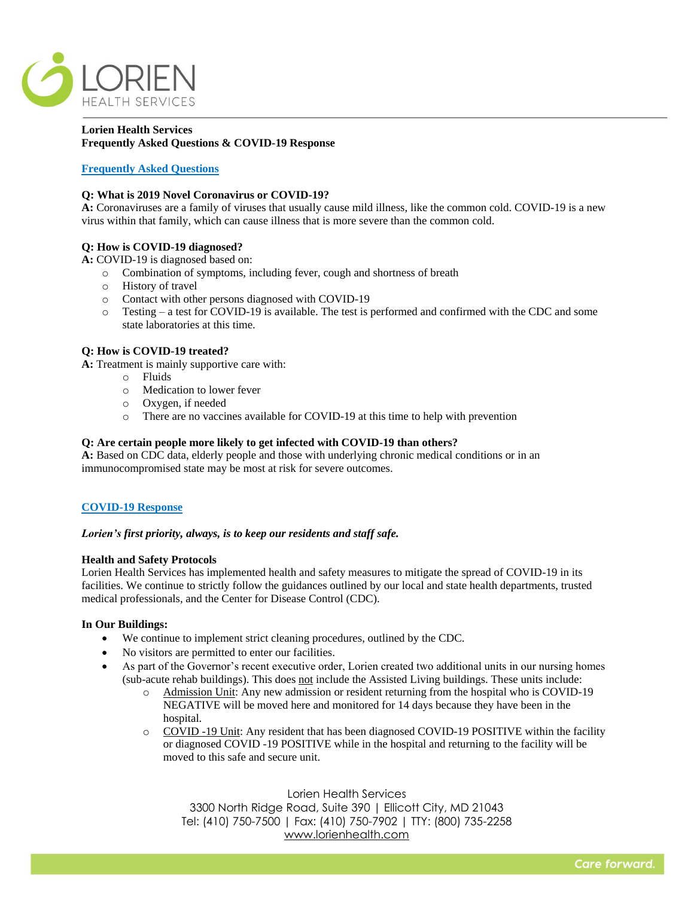LORIEN
HEALTH SERVICES

**Lorien Health Services**
**Frequently Asked Questions & COVID-19 Response**

## Frequently Asked Questions

**Q: What is 2019 Novel Coronavirus or COVID-19?**
**A:** Coronaviruses are a family of viruses that usually cause mild illness, like the common cold. COVID-19 is a new virus within that family, which can cause illness that is more severe than the common cold.

**Q: How is COVID-19 diagnosed?**
**A:** COVID-19 is diagnosed based on:

- Combination of symptoms, including fever, cough and shortness of breath
- History of travel
- Contact with other persons diagnosed with COVID-19
- Testing – a test for COVID-19 is available. The test is performed and confirmed with the CDC and some state laboratories at this time.

**Q: How is COVID-19 treated?**
**A:** Treatment is mainly supportive care with:

- Fluids
- Medication to lower fever
- Oxygen, if needed
- There are no vaccines available for COVID-19 at this time to help with prevention

**Q: Are certain people more likely to get infected with COVID-19 than others?**
**A:** Based on CDC data, elderly people and those with underlying chronic medical conditions or in an immunocompromised state may be most at risk for severe outcomes.

## COVID-19 Response

***Lorien's first priority, always, is to keep our residents and staff safe.***

**Health and Safety Protocols**
Lorien Health Services has implemented health and safety measures to mitigate the spread of COVID-19 in its facilities. We continue to strictly follow the guidances outlined by our local and state health departments, trusted medical professionals, and the Center for Disease Control (CDC).

**In Our Buildings:**

- We continue to implement strict cleaning procedures, outlined by the CDC.
- No visitors are permitted to enter our facilities.
- As part of the Governor's recent executive order, Lorien created two additional units in our nursing homes (sub-acute rehab buildings). This does not include the Assisted Living buildings. These units include:
  - Admission Unit: Any new admission or resident returning from the hospital who is COVID-19 NEGATIVE will be moved here and monitored for 14 days because they have been in the hospital.
  - COVID -19 Unit: Any resident that has been diagnosed COVID-19 POSITIVE within the facility or diagnosed COVID -19 POSITIVE while in the hospital and returning to the facility will be moved to this safe and secure unit.

Lorien Health Services
3300 North Ridge Road, Suite 390 | Ellicott City, MD 21043
Tel: (410) 750-7500 | Fax: (410) 750-7902 | TTY: (800) 735-2258
www.lorienhealth.com

Care forward.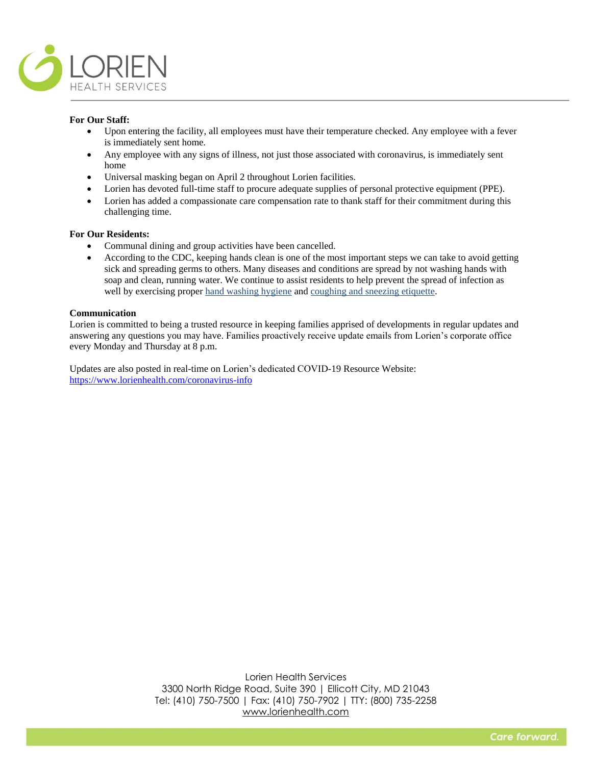**For Our Staff:**

- Upon entering the facility, all employees must have their temperature checked. Any employee with a fever is immediately sent home.
- Any employee with any signs of illness, not just those associated with coronavirus, is immediately sent home
- Universal masking began on April 2 throughout Lorien facilities.
- Lorien has devoted full-time staff to procure adequate supplies of personal protective equipment (PPE).
- Lorien has added a compassionate care compensation rate to thank staff for their commitment during this challenging time.

**For Our Residents:**

- Communal dining and group activities have been cancelled.
- According to the CDC, keeping hands clean is one of the most important steps we can take to avoid getting sick and spreading germs to others. Many diseases and conditions are spread by not washing hands with soap and clean, running water. We continue to assist residents to help prevent the spread of infection as well by exercising proper hand washing hygiene and coughing and sneezing etiquette.

**Communication**

Lorien is committed to being a trusted resource in keeping families apprised of developments in regular updates and answering any questions you may have. Families proactively receive update emails from Lorien's corporate office every Monday and Thursday at 8 p.m.

Updates are also posted in real-time on Lorien's dedicated COVID-19 Resource Website: https://www.lorienhealth.com/coronavirus-info

Lorien Health Services
3300 North Ridge Road, Suite 390 | Ellicott City, MD 21043
Tel: (410) 750-7500 | Fax: (410) 750-7902 | TTY: (800) 735-2258
www.lorienhealth.com

Care forward.